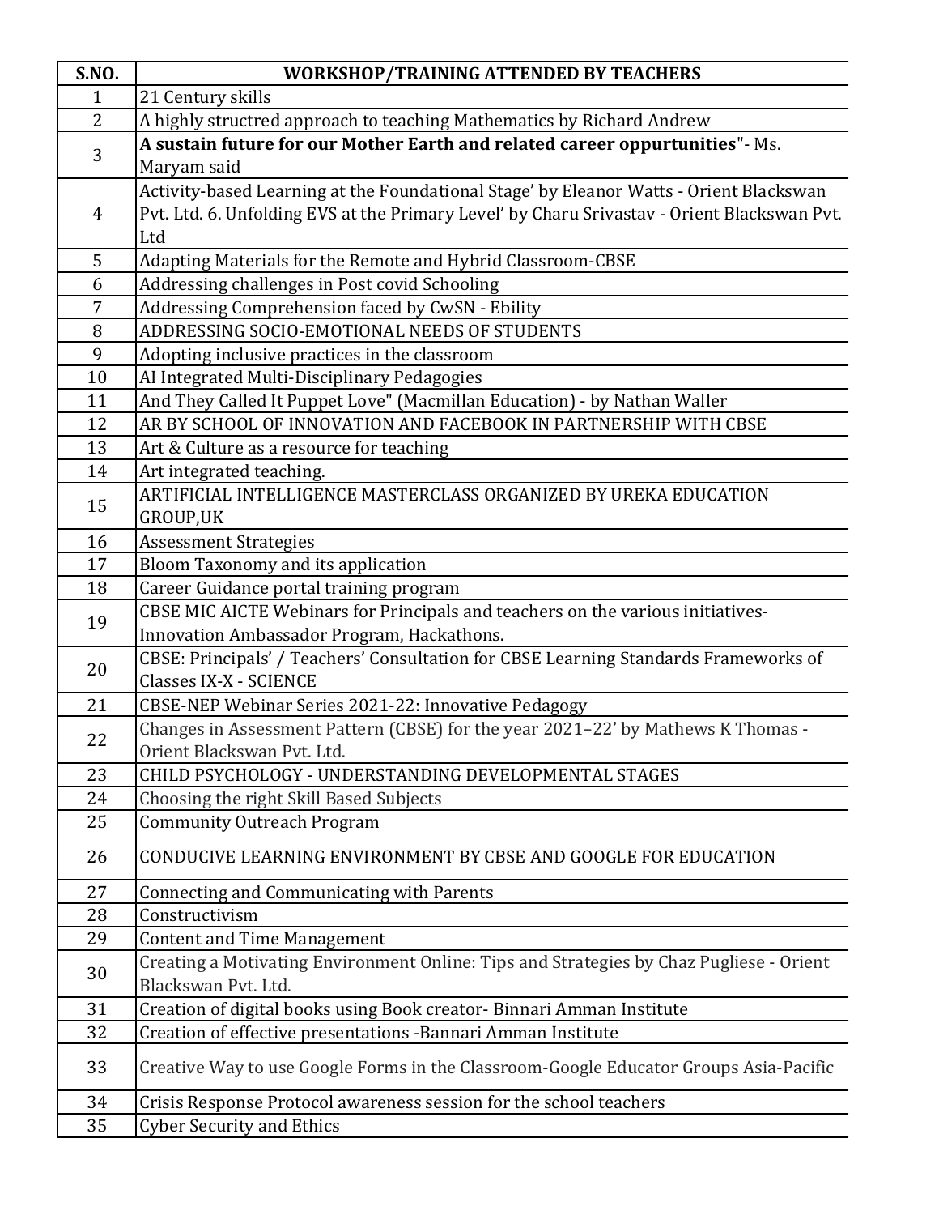| S.NO. | WORKSHOP/TRAINING ATTENDED BY TEACHERS |
|---|---|
| 1 | 21 Century skills |
| 2 | A highly structred approach to teaching Mathematics by Richard Andrew |
| 3 | **A sustain future for our Mother Earth and related career oppurtunities**"- Ms. Maryam said |
| 4 | Activity-based Learning at the Foundational Stage' by Eleanor Watts - Orient Blackswan Pvt. Ltd. 6. Unfolding EVS at the Primary Level' by Charu Srivastav - Orient Blackswan Pvt. Ltd |
| 5 | Adapting Materials for the Remote and Hybrid Classroom-CBSE |
| 6 | Addressing challenges in Post covid Schooling |
| 7 | Addressing Comprehension faced by CwSN - Ebility |
| 8 | ADDRESSING SOCIO-EMOTIONAL NEEDS OF STUDENTS |
| 9 | Adopting inclusive practices in the classroom |
| 10 | AI Integrated Multi-Disciplinary Pedagogies |
| 11 | And They Called It Puppet Love" (Macmillan Education) - by Nathan Waller |
| 12 | AR BY SCHOOL OF INNOVATION AND FACEBOOK IN PARTNERSHIP WITH CBSE |
| 13 | Art & Culture as a resource for teaching |
| 14 | Art integrated teaching. |
| 15 | ARTIFICIAL INTELLIGENCE MASTERCLASS ORGANIZED BY UREKA EDUCATION GROUP,UK |
| 16 | Assessment Strategies |
| 17 | Bloom Taxonomy and its application |
| 18 | Career Guidance portal training program |
| 19 | CBSE MIC AICTE Webinars for Principals and teachers on the various initiatives- Innovation Ambassador Program, Hackathons. |
| 20 | CBSE: Principals' / Teachers' Consultation for CBSE Learning Standards Frameworks of Classes IX-X - SCIENCE |
| 21 | CBSE-NEP Webinar Series 2021-22: Innovative Pedagogy |
| 22 | Changes in Assessment Pattern (CBSE) for the year 2021–22' by Mathews K Thomas - Orient Blackswan Pvt. Ltd. |
| 23 | CHILD PSYCHOLOGY - UNDERSTANDING DEVELOPMENTAL STAGES |
| 24 | Choosing the right Skill Based Subjects |
| 25 | Community Outreach Program |
| 26 | CONDUCIVE LEARNING ENVIRONMENT BY CBSE AND GOOGLE FOR EDUCATION |
| 27 | Connecting and Communicating with Parents |
| 28 | Constructivism |
| 29 | Content and Time Management |
| 30 | Creating a Motivating Environment Online: Tips and Strategies by Chaz Pugliese - Orient Blackswan Pvt. Ltd. |
| 31 | Creation of digital books using Book creator- Binnari Amman Institute |
| 32 | Creation of effective presentations -Bannari Amman Institute |
| 33 | Creative Way to use Google Forms in the Classroom-Google Educator Groups Asia-Pacific |
| 34 | Crisis Response Protocol awareness session for the school teachers |
| 35 | Cyber Security and Ethics |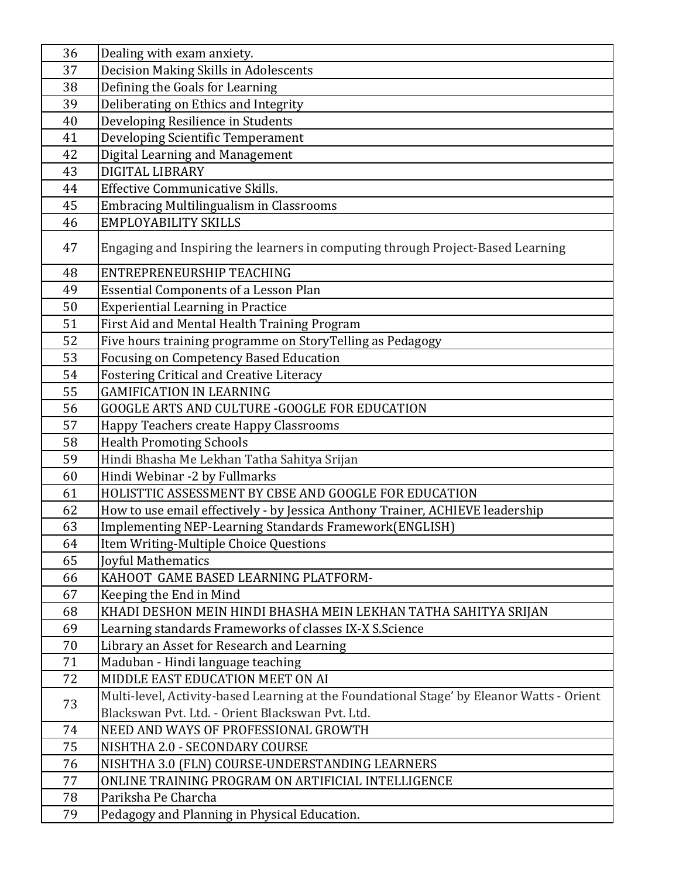| 36 | Dealing with exam anxiety. |
|---|---|
| 37 | Decision Making Skills in Adolescents |
| 38 | Defining the Goals for Learning |
| 39 | Deliberating on Ethics and Integrity |
| 40 | Developing Resilience in Students |
| 41 | Developing Scientific Temperament |
| 42 | Digital Learning and Management |
| 43 | DIGITAL LIBRARY |
| 44 | Effective Communicative Skills. |
| 45 | Embracing Multilingualism in Classrooms |
| 46 | EMPLOYABILITY SKILLS |
| 47 | Engaging and Inspiring the learners in computing through Project-Based Learning |
| 48 | ENTREPRENEURSHIP TEACHING |
| 49 | Essential Components of a Lesson Plan |
| 50 | Experiential Learning in Practice |
| 51 | First Aid and Mental Health Training Program |
| 52 | Five hours training programme on StoryTelling as Pedagogy |
| 53 | Focusing on Competency Based Education |
| 54 | Fostering Critical and Creative Literacy |
| 55 | GAMIFICATION IN LEARNING |
| 56 | GOOGLE ARTS AND CULTURE -GOOGLE FOR EDUCATION |
| 57 | Happy Teachers create Happy Classrooms |
| 58 | Health Promoting Schools |
| 59 | Hindi Bhasha Me Lekhan Tatha Sahitya Srijan |
| 60 | Hindi Webinar -2 by Fullmarks |
| 61 | HOLISTTIC ASSESSMENT BY CBSE AND GOOGLE FOR EDUCATION |
| 62 | How to use email effectively - by Jessica Anthony Trainer, ACHIEVE leadership |
| 63 | Implementing NEP-Learning Standards Framework(ENGLISH) |
| 64 | Item Writing-Multiple Choice Questions |
| 65 | Joyful Mathematics |
| 66 | KAHOOT GAME BASED LEARNING PLATFORM- |
| 67 | Keeping the End in Mind |
| 68 | KHADI DESHON MEIN HINDI BHASHA MEIN LEKHAN TATHA SAHITYA SRIJAN |
| 69 | Learning standards Frameworks of classes IX-X S.Science |
| 70 | Library an Asset for Research and Learning |
| 71 | Maduban - Hindi language teaching |
| 72 | MIDDLE EAST EDUCATION MEET ON AI |
| 73 | Multi-level, Activity-based Learning at the Foundational Stage' by Eleanor Watts - Orient Blackswan Pvt. Ltd. - Orient Blackswan Pvt. Ltd. |
| 74 | NEED AND WAYS OF PROFESSIONAL GROWTH |
| 75 | NISHTHA 2.0 - SECONDARY COURSE |
| 76 | NISHTHA 3.0 (FLN) COURSE-UNDERSTANDING LEARNERS |
| 77 | ONLINE TRAINING PROGRAM ON ARTIFICIAL INTELLIGENCE |
| 78 | Pariksha Pe Charcha |
| 79 | Pedagogy and Planning in Physical Education. |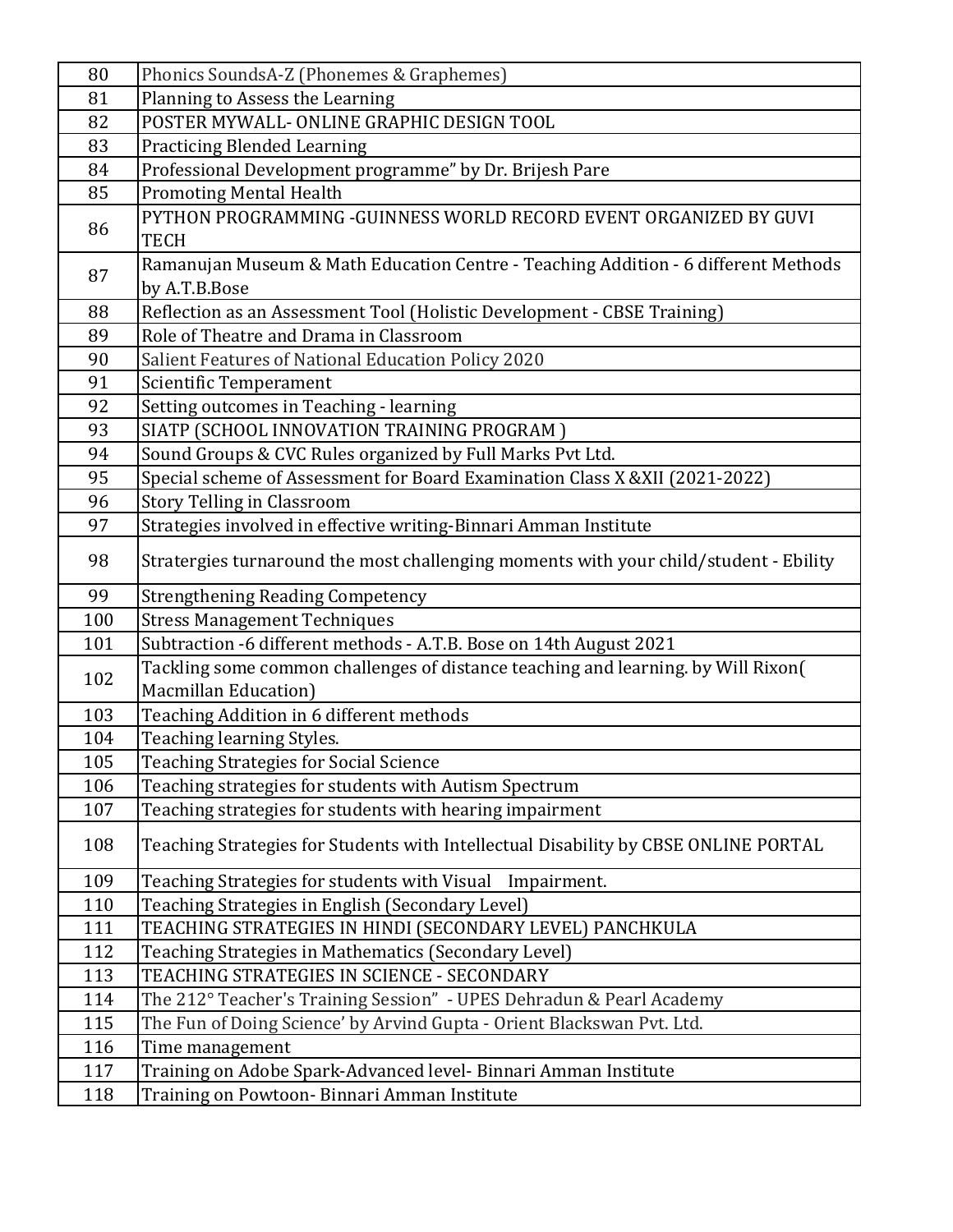| | |
|---|---|
| 80 | Phonics SoundsA-Z (Phonemes & Graphemes) |
| 81 | Planning to Assess the Learning |
| 82 | POSTER MYWALL- ONLINE GRAPHIC DESIGN TOOL |
| 83 | Practicing Blended Learning |
| 84 | Professional Development programme" by Dr. Brijesh Pare |
| 85 | Promoting Mental Health |
| 86 | PYTHON PROGRAMMING -GUINNESS WORLD RECORD EVENT ORGANIZED BY GUVI TECH |
| 87 | Ramanujan Museum & Math Education Centre - Teaching Addition - 6 different Methods by A.T.B.Bose |
| 88 | Reflection as an Assessment Tool (Holistic Development - CBSE Training) |
| 89 | Role of Theatre and Drama in Classroom |
| 90 | Salient Features of National Education Policy 2020 |
| 91 | Scientific Temperament |
| 92 | Setting outcomes in Teaching - learning |
| 93 | SIATP (SCHOOL INNOVATION TRAINING PROGRAM ) |
| 94 | Sound Groups & CVC Rules organized by Full Marks Pvt Ltd. |
| 95 | Special scheme of Assessment for Board Examination Class X &XII (2021-2022) |
| 96 | Story Telling in Classroom |
| 97 | Strategies involved in effective writing-Binnari Amman Institute |
| 98 | Stratergies turnaround the most challenging moments with your child/student - Ebility |
| 99 | Strengthening Reading Competency |
| 100 | Stress Management Techniques |
| 101 | Subtraction -6 different methods - A.T.B. Bose on 14th August 2021 |
| 102 | Tackling some common challenges of distance teaching and learning. by Will Rixon( Macmillan Education) |
| 103 | Teaching Addition in 6 different methods |
| 104 | Teaching learning Styles. |
| 105 | Teaching Strategies for Social Science |
| 106 | Teaching strategies for students with Autism Spectrum |
| 107 | Teaching strategies for students with hearing impairment |
| 108 | Teaching Strategies for Students with Intellectual Disability by CBSE ONLINE PORTAL |
| 109 | Teaching Strategies for students with Visual Impairment. |
| 110 | Teaching Strategies in English (Secondary Level) |
| 111 | TEACHING STRATEGIES IN HINDI (SECONDARY LEVEL) PANCHKULA |
| 112 | Teaching Strategies in Mathematics (Secondary Level) |
| 113 | TEACHING STRATEGIES IN SCIENCE - SECONDARY |
| 114 | The 212° Teacher's Training Session" - UPES Dehradun & Pearl Academy |
| 115 | The Fun of Doing Science' by Arvind Gupta - Orient Blackswan Pvt. Ltd. |
| 116 | Time management |
| 117 | Training on Adobe Spark-Advanced level- Binnari Amman Institute |
| 118 | Training on Powtoon- Binnari Amman Institute |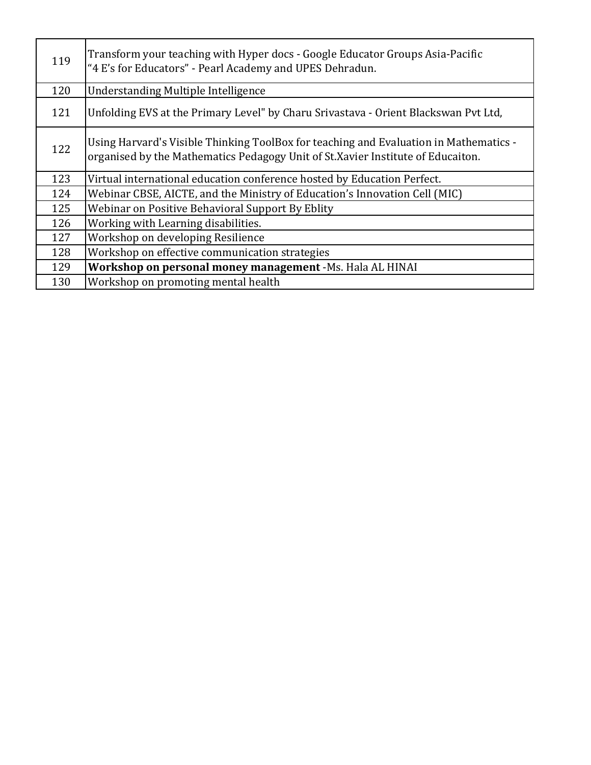| | |
|---|---|
| 119 | Transform your teaching with Hyper docs - Google Educator Groups Asia-Pacific<br>“4 E’s for Educators” - Pearl Academy and UPES Dehradun. |
| 120 | Understanding Multiple Intelligence |
| 121 | Unfolding EVS at the Primary Level" by Charu Srivastava - Orient Blackswan Pvt Ltd, |
| 122 | Using Harvard's Visible Thinking ToolBox for teaching and Evaluation in Mathematics - organised by the Mathematics Pedagogy Unit of St.Xavier Institute of Educaiton. |
| 123 | Virtual international education conference hosted by Education Perfect. |
| 124 | Webinar CBSE, AICTE, and the Ministry of Education’s Innovation Cell (MIC) |
| 125 | Webinar on Positive Behavioral Support By Eblity |
| 126 | Working with Learning disabilities. |
| 127 | Workshop on developing Resilience |
| 128 | Workshop on effective communication strategies |
| 129 | **Workshop on personal money management** -Ms. Hala AL HINAI |
| 130 | Workshop on promoting mental health |